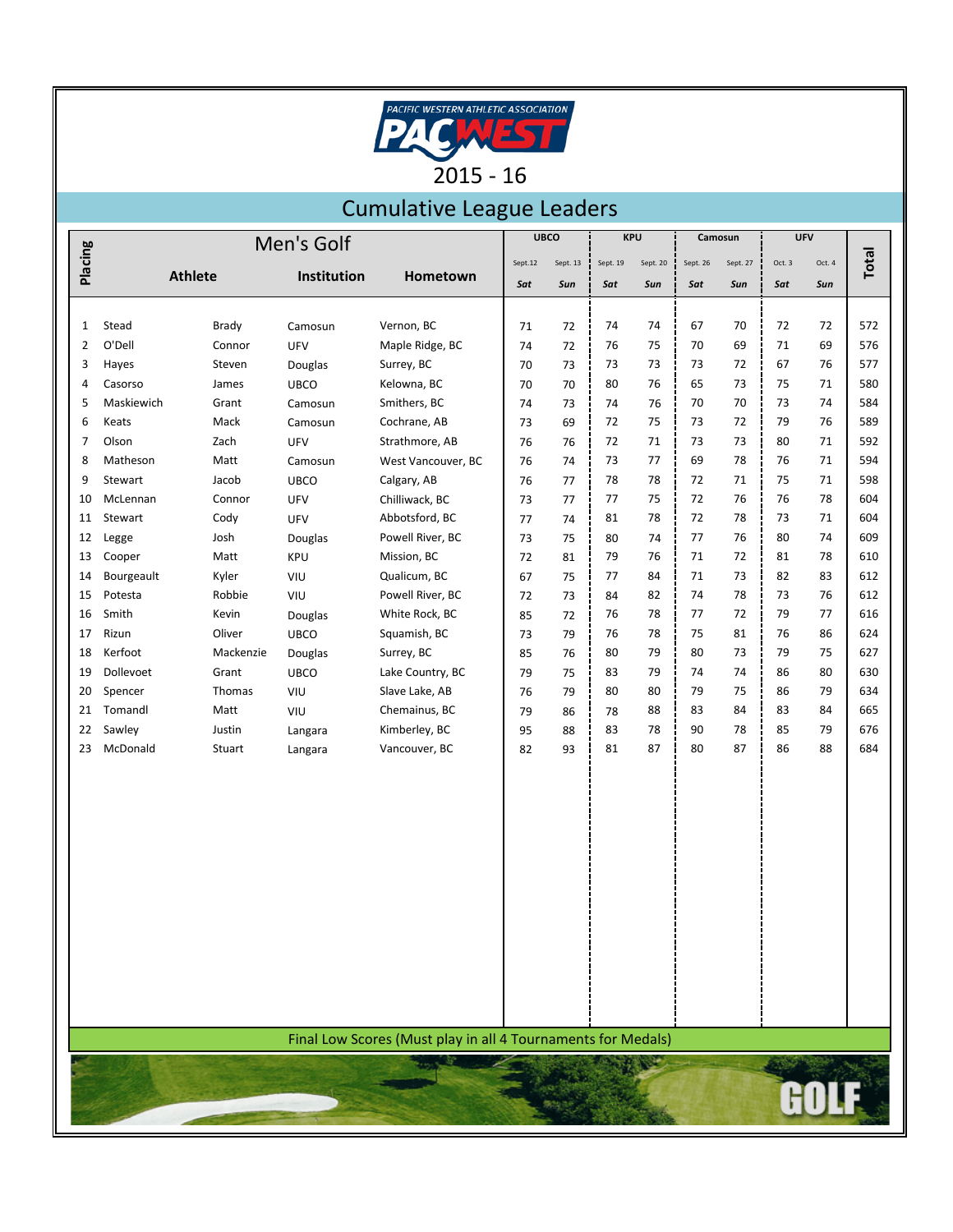# PACIFIC WESTERN ATHLETIC ASSOCIATION PACWEST

## 2015 - 16

## Cumulative League Leaders

### Men's Golf

| Placing | Athlete | | Institution | Hometown | UBCO Sept.12 Sat | UBCO Sept. 13 Sun | KPU Sept. 19 Sat | KPU Sept. 20 Sun | Camosun Sept. 26 Sat | Camosun Sept. 27 Sun | UFV Oct. 3 Sat | UFV Oct. 4 Sun | Total |
|---|---|---|---|---|---|---|---|---|---|---|---|---|---|
| 1 | Stead | Brady | Camosun | Vernon, BC | 71 | 72 | 74 | 74 | 67 | 70 | 72 | 72 | 572 |
| 2 | O'Dell | Connor | UFV | Maple Ridge, BC | 74 | 72 | 76 | 75 | 70 | 69 | 71 | 69 | 576 |
| 3 | Hayes | Steven | Douglas | Surrey, BC | 70 | 73 | 73 | 73 | 73 | 72 | 67 | 76 | 577 |
| 4 | Casorso | James | UBCO | Kelowna, BC | 70 | 70 | 80 | 76 | 65 | 73 | 75 | 71 | 580 |
| 5 | Maskiewich | Grant | Camosun | Smithers, BC | 74 | 73 | 74 | 76 | 70 | 70 | 73 | 74 | 584 |
| 6 | Keats | Mack | Camosun | Cochrane, AB | 73 | 69 | 72 | 75 | 73 | 72 | 79 | 76 | 589 |
| 7 | Olson | Zach | UFV | Strathmore, AB | 76 | 76 | 72 | 71 | 73 | 73 | 80 | 71 | 592 |
| 8 | Matheson | Matt | Camosun | West Vancouver, BC | 76 | 74 | 73 | 77 | 69 | 78 | 76 | 71 | 594 |
| 9 | Stewart | Jacob | UBCO | Calgary, AB | 76 | 77 | 78 | 78 | 72 | 71 | 75 | 71 | 598 |
| 10 | McLennan | Connor | UFV | Chilliwack, BC | 73 | 77 | 77 | 75 | 72 | 76 | 76 | 78 | 604 |
| 11 | Stewart | Cody | UFV | Abbotsford, BC | 77 | 74 | 81 | 78 | 72 | 78 | 73 | 71 | 604 |
| 12 | Legge | Josh | Douglas | Powell River, BC | 73 | 75 | 80 | 74 | 77 | 76 | 80 | 74 | 609 |
| 13 | Cooper | Matt | KPU | Mission, BC | 72 | 81 | 79 | 76 | 71 | 72 | 81 | 78 | 610 |
| 14 | Bourgeault | Kyler | VIU | Qualicum, BC | 67 | 75 | 77 | 84 | 71 | 73 | 82 | 83 | 612 |
| 15 | Potesta | Robbie | VIU | Powell River, BC | 72 | 73 | 84 | 82 | 74 | 78 | 73 | 76 | 612 |
| 16 | Smith | Kevin | Douglas | White Rock, BC | 85 | 72 | 76 | 78 | 77 | 72 | 79 | 77 | 616 |
| 17 | Rizun | Oliver | UBCO | Squamish, BC | 73 | 79 | 76 | 78 | 75 | 81 | 76 | 86 | 624 |
| 18 | Kerfoot | Mackenzie | Douglas | Surrey, BC | 85 | 76 | 80 | 79 | 80 | 73 | 79 | 75 | 627 |
| 19 | Dollevoet | Grant | UBCO | Lake Country, BC | 79 | 75 | 83 | 79 | 74 | 74 | 86 | 80 | 630 |
| 20 | Spencer | Thomas | VIU | Slave Lake, AB | 76 | 79 | 80 | 80 | 79 | 75 | 86 | 79 | 634 |
| 21 | Tomandl | Matt | VIU | Chemainus, BC | 79 | 86 | 78 | 88 | 83 | 84 | 83 | 84 | 665 |
| 22 | Sawley | Justin | Langara | Kimberley, BC | 95 | 88 | 83 | 78 | 90 | 78 | 85 | 79 | 676 |
| 23 | McDonald | Stuart | Langara | Vancouver, BC | 82 | 93 | 81 | 87 | 80 | 87 | 86 | 88 | 684 |

Final Low Scores (Must play in all 4 Tournaments for Medals)

GOLF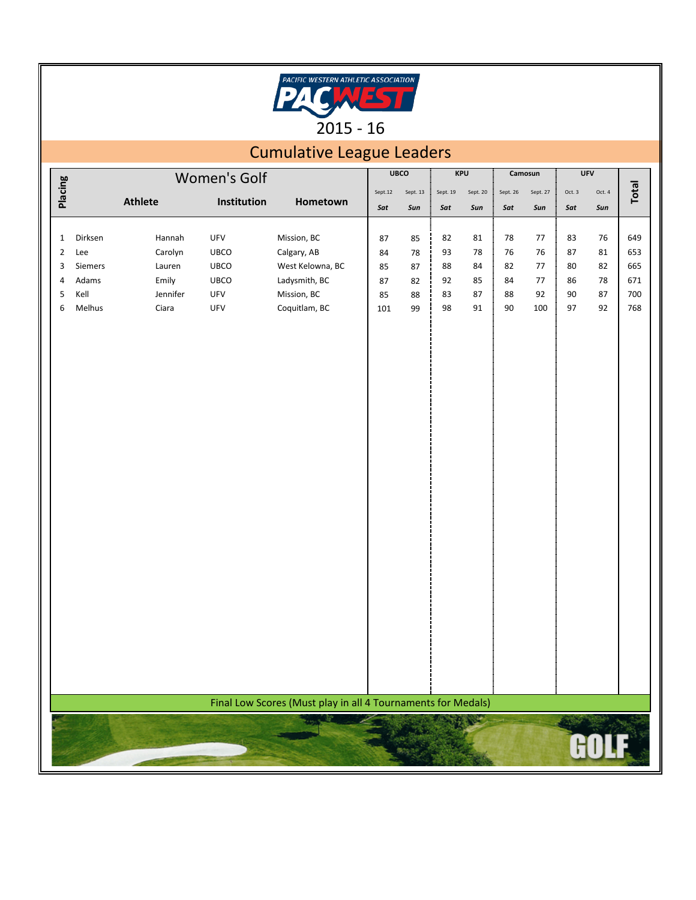PACIFIC WESTERN ATHLETIC ASSOCIATION

PACWEST

2015 - 16

# Cumulative League Leaders

## Women's Golf

| Placing | Athlete | | Institution | Hometown | UBCO Sept.12 Sat | UBCO Sept. 13 Sun | KPU Sept. 19 Sat | KPU Sept. 20 Sun | Camosun Sept. 26 Sat | Camosun Sept. 27 Sun | UFV Oct. 3 Sat | UFV Oct. 4 Sun | Total |
|---|---|---|---|---|---|---|---|---|---|---|---|---|---|
| 1 | Dirksen | Hannah | UFV | Mission, BC | 87 | 85 | 82 | 81 | 78 | 77 | 83 | 76 | 649 |
| 2 | Lee | Carolyn | UBCO | Calgary, AB | 84 | 78 | 93 | 78 | 76 | 76 | 87 | 81 | 653 |
| 3 | Siemers | Lauren | UBCO | West Kelowna, BC | 85 | 87 | 88 | 84 | 82 | 77 | 80 | 82 | 665 |
| 4 | Adams | Emily | UBCO | Ladysmith, BC | 87 | 82 | 92 | 85 | 84 | 77 | 86 | 78 | 671 |
| 5 | Kell | Jennifer | UFV | Mission, BC | 85 | 88 | 83 | 87 | 88 | 92 | 90 | 87 | 700 |
| 6 | Melhus | Ciara | UFV | Coquitlam, BC | 101 | 99 | 98 | 91 | 90 | 100 | 97 | 92 | 768 |

Final Low Scores (Must play in all 4 Tournaments for Medals)

GOLF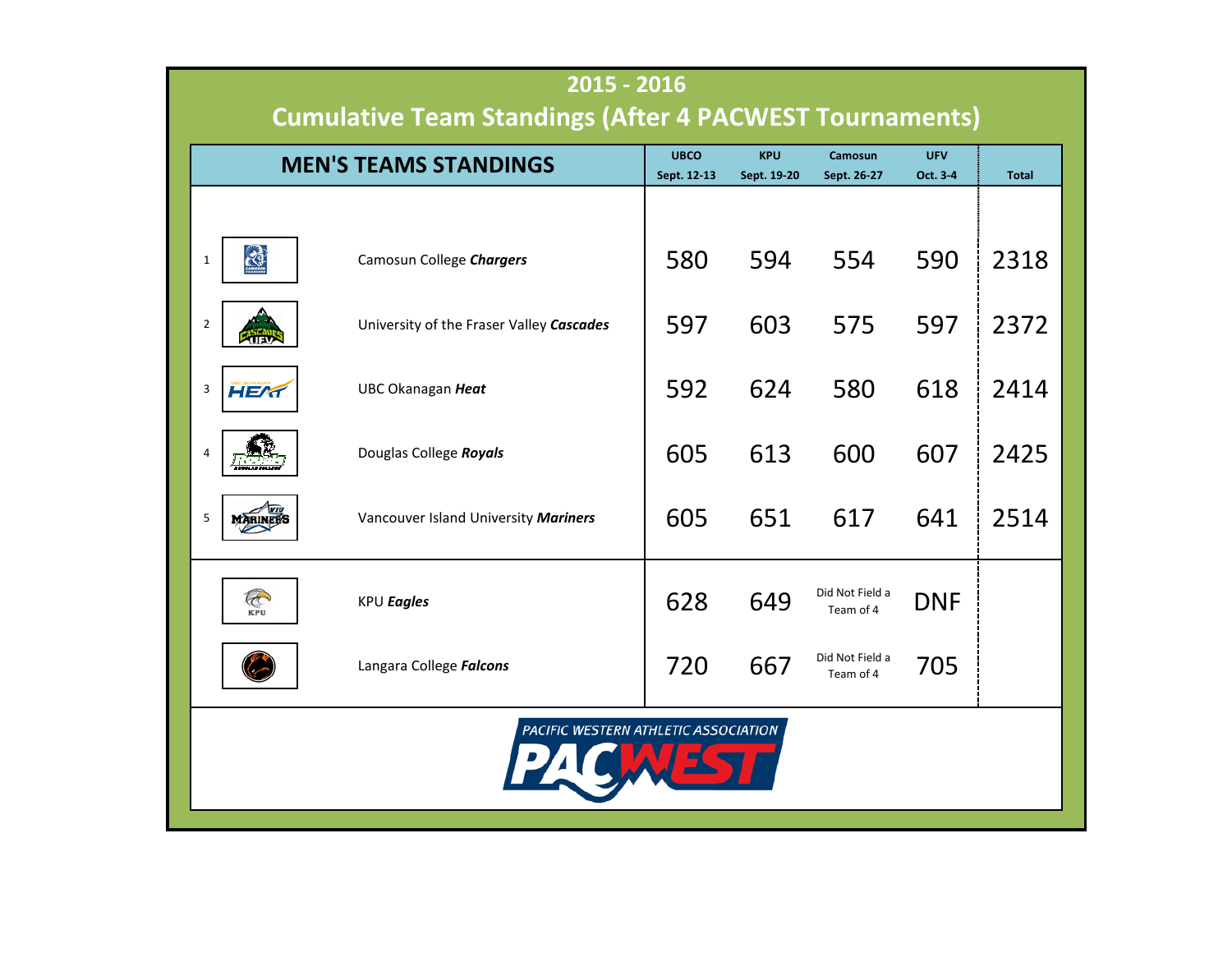# 2015 - 2016

# Cumulative Team Standings (After 4 PACWEST Tournaments)

| MEN'S TEAMS STANDINGS | | UBCO Sept. 12-13 | KPU Sept. 19-20 | Camosun Sept. 26-27 | UFV Oct. 3-4 | Total |
|---|---|---|---|---|---|---|
| 1 | Camosun College ***Chargers*** | 580 | 594 | 554 | 590 | 2318 |
| 2 | University of the Fraser Valley ***Cascades*** | 597 | 603 | 575 | 597 | 2372 |
| 3 | UBC Okanagan ***Heat*** | 592 | 624 | 580 | 618 | 2414 |
| 4 | Douglas College ***Royals*** | 605 | 613 | 600 | 607 | 2425 |
| 5 | Vancouver Island University ***Mariners*** | 605 | 651 | 617 | 641 | 2514 |
| | KPU ***Eagles*** | 628 | 649 | Did Not Field a Team of 4 | DNF | |
| | Langara College ***Falcons*** | 720 | 667 | Did Not Field a Team of 4 | 705 | |

PACIFIC WESTERN ATHLETIC ASSOCIATION

PACWEST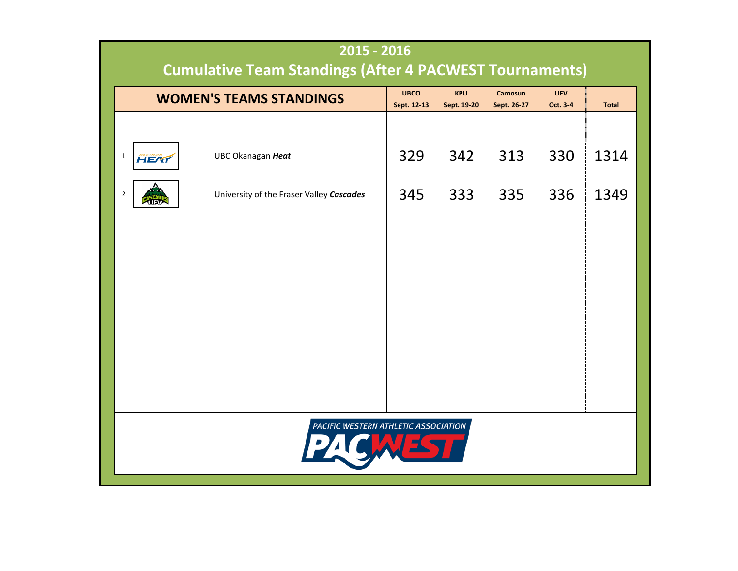# 2015 - 2016

## Cumulative Team Standings (After 4 PACWEST Tournaments)

| | WOMEN'S TEAMS STANDINGS | UBCO Sept. 12-13 | KPU Sept. 19-20 | Camosun Sept. 26-27 | UFV Oct. 3-4 | Total |
|---|---|---|---|---|---|---|
| 1 | UBC Okanagan ***Heat*** | 329 | 342 | 313 | 330 | 1314 |
| 2 | University of the Fraser Valley ***Cascades*** | 345 | 333 | 335 | 336 | 1349 |

PACIFIC WESTERN ATHLETIC ASSOCIATION

PACWEST